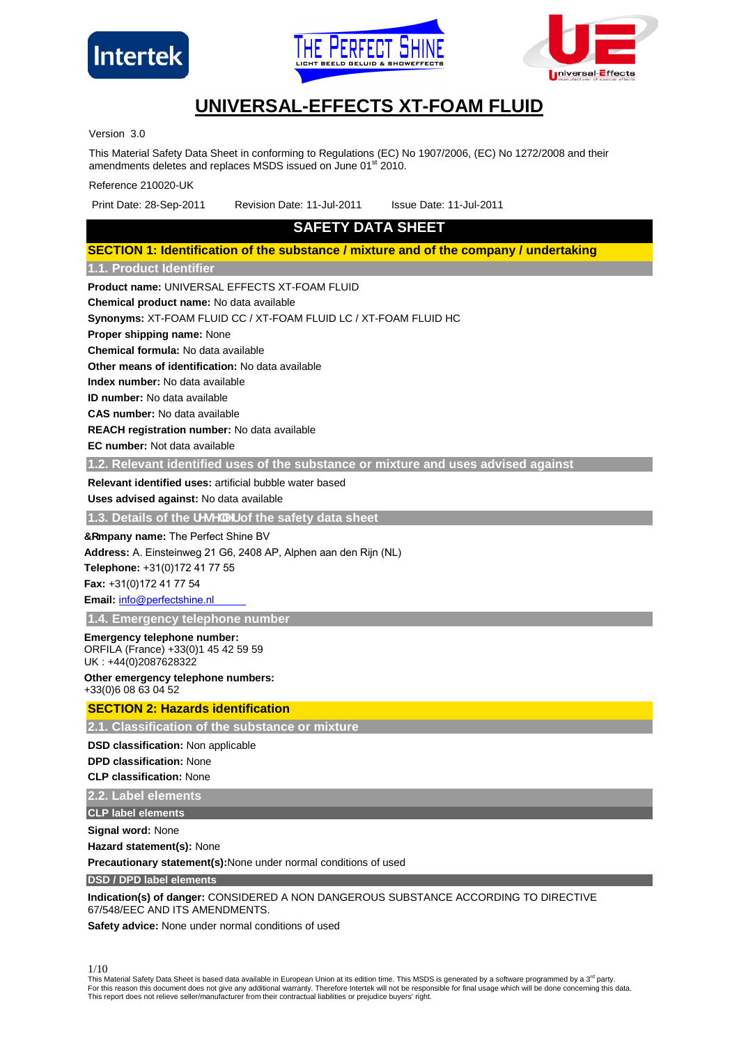# UNIVERSAL-EFFECTS XT-FOAM FLUID

Version 3.0

This Material Safety Data Sheet in conforming to Regulations (EC) No 1907/2006, (EC) No 1272/2008 and their amendments deletes and replaces MSDS issued on June 01st 2010.

Reference 210020-UK

Print Date: 28-Sep-2011  Revision Date: 11-Jul-2011  Issue Date: 11-Jul-2011

## SAFETY DATA SHEET

## SECTION 1: Identification of the substance / mixture and of the company / undertaking

### 1.1. Product Identifier

**Product name:** UNIVERSAL EFFECTS XT-FOAM FLUID

**Chemical product name:** No data available

**Synonyms:** XT-FOAM FLUID CC / XT-FOAM FLUID LC / XT-FOAM FLUID HC

**Proper shipping name:** None

**Chemical formula:** No data available

**Other means of identification:** No data available

**Index number:** No data available

**ID number:** No data available

**CAS number:** No data available

**REACH registration number:** No data available

**EC number:** Not data available

### 1.2. Relevant identified uses of the substance or mixture and uses advised against

**Relevant identified uses:** artificial bubble water based

**Uses advised against:** No data available

### 1.3. Details of the UHVHOOHU of the safety data sheet

**&Rmpany name:** The Perfect Shine BV

**Address:** A. Einsteinweg 21 G6, 2408 AP, Alphen aan den Rijn (NL)

**Telephone:** +31(0)172 41 77 55

**Fax:** +31(0)172 41 77 54

**Email:** info@perfectshine.nl

### 1.4. Emergency telephone number

**Emergency telephone number:**
ORFILA (France) +33(0)1 45 42 59 59
UK : +44(0)2087628322

**Other emergency telephone numbers:**
+33(0)6 08 63 04 52

## SECTION 2: Hazards identification

### 2.1. Classification of the substance or mixture

**DSD classification:** Non applicable

**DPD classification:** None

**CLP classification:** None

### 2.2. Label elements

#### CLP label elements

**Signal word:** None

**Hazard statement(s):** None

**Precautionary statement(s):**None under normal conditions of used

#### DSD / DPD label elements

**Indication(s) of danger:** CONSIDERED A NON DANGEROUS SUBSTANCE ACCORDING TO DIRECTIVE 67/548/EEC AND ITS AMENDMENTS.

**Safety advice:** None under normal conditions of used

This Material Safety Data Sheet is based data available in European Union at its edition time. This MSDS is generated by a software programmed by a 3rd party. For this reason this document does not give any additional warranty. Therefore Intertek will not be responsible for final usage which will be done concerning this data. This report does not relieve seller/manufacturer from their contractual liabilities or prejudice buyers' right.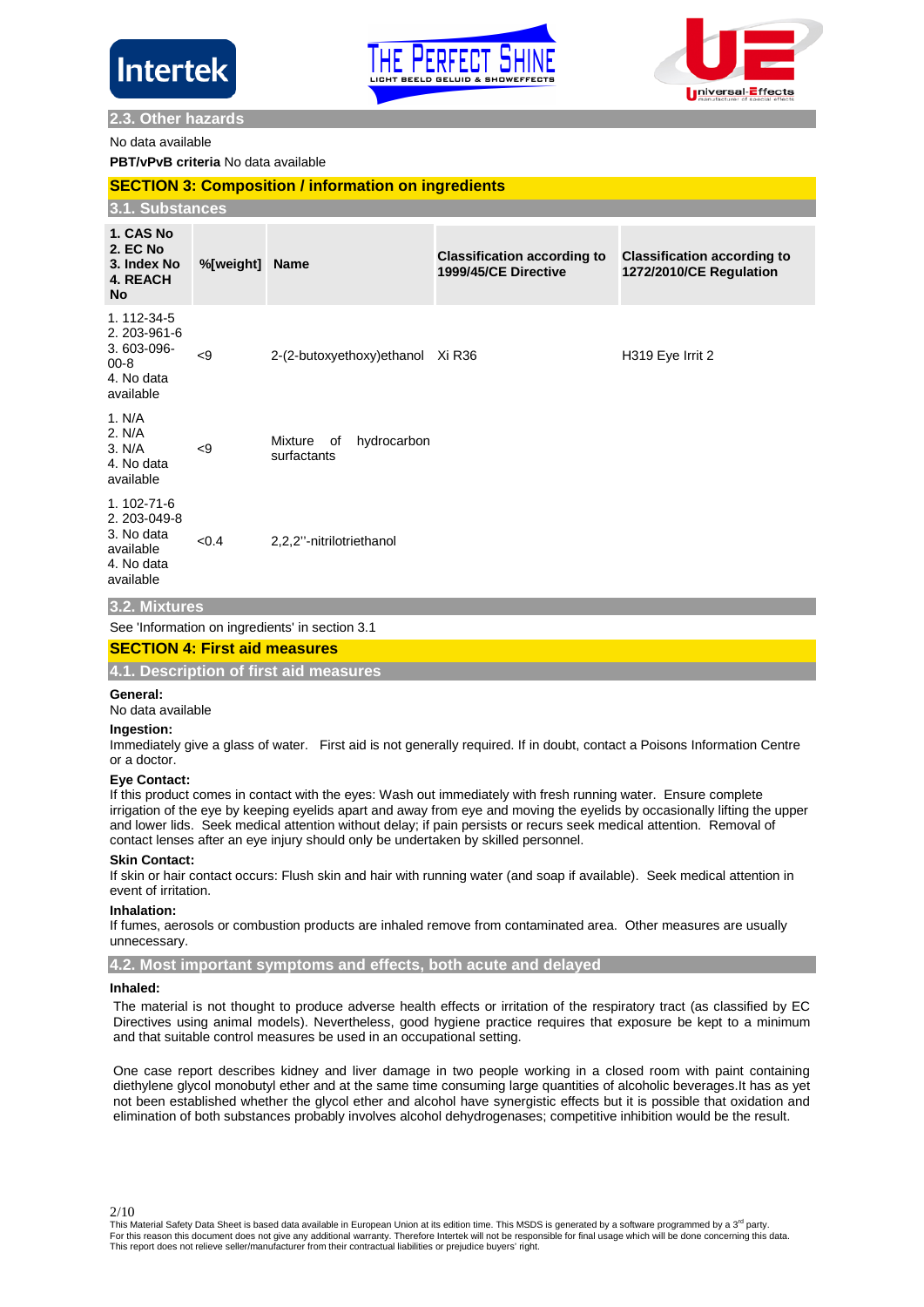## 2.3. Other hazards

No data available

**PBT/vPvB criteria** No data available

# SECTION 3: Composition / information on ingredients

## 3.1. Substances

| 1. CAS No<br>2. EC No<br>3. Index No<br>4. REACH No | %[weight] | Name | Classification according to 1999/45/CE Directive | Classification according to 1272/2010/CE Regulation |
|---|---|---|---|---|
| 1. 112-34-5<br>2. 203-961-6<br>3. 603-096-00-8<br>4. No data available | <9 | 2-(2-butoxyethoxy)ethanol | Xi R36 | H319 Eye Irrit 2 |
| 1. N/A<br>2. N/A<br>3. N/A<br>4. No data available | <9 | Mixture of hydrocarbon surfactants | | |
| 1. 102-71-6<br>2. 203-049-8<br>3. No data available<br>4. No data available | <0.4 | 2,2,2''-nitrilotriethanol | | |

## 3.2. Mixtures

See 'Information on ingredients' in section 3.1

# SECTION 4: First aid measures

## 4.1. Description of first aid measures

**General:**
No data available

**Ingestion:**
Immediately give a glass of water. First aid is not generally required. If in doubt, contact a Poisons Information Centre or a doctor.

**Eye Contact:**
If this product comes in contact with the eyes: Wash out immediately with fresh running water. Ensure complete irrigation of the eye by keeping eyelids apart and away from eye and moving the eyelids by occasionally lifting the upper and lower lids. Seek medical attention without delay; if pain persists or recurs seek medical attention. Removal of contact lenses after an eye injury should only be undertaken by skilled personnel.

**Skin Contact:**
If skin or hair contact occurs: Flush skin and hair with running water (and soap if available). Seek medical attention in event of irritation.

**Inhalation:**
If fumes, aerosols or combustion products are inhaled remove from contaminated area. Other measures are usually unnecessary.

## 4.2. Most important symptoms and effects, both acute and delayed

**Inhaled:**

The material is not thought to produce adverse health effects or irritation of the respiratory tract (as classified by EC Directives using animal models). Nevertheless, good hygiene practice requires that exposure be kept to a minimum and that suitable control measures be used in an occupational setting.

One case report describes kidney and liver damage in two people working in a closed room with paint containing diethylene glycol monobutyl ether and at the same time consuming large quantities of alcoholic beverages.It has as yet not been established whether the glycol ether and alcohol have synergistic effects but it is possible that oxidation and elimination of both substances probably involves alcohol dehydrogenases; competitive inhibition would be the result.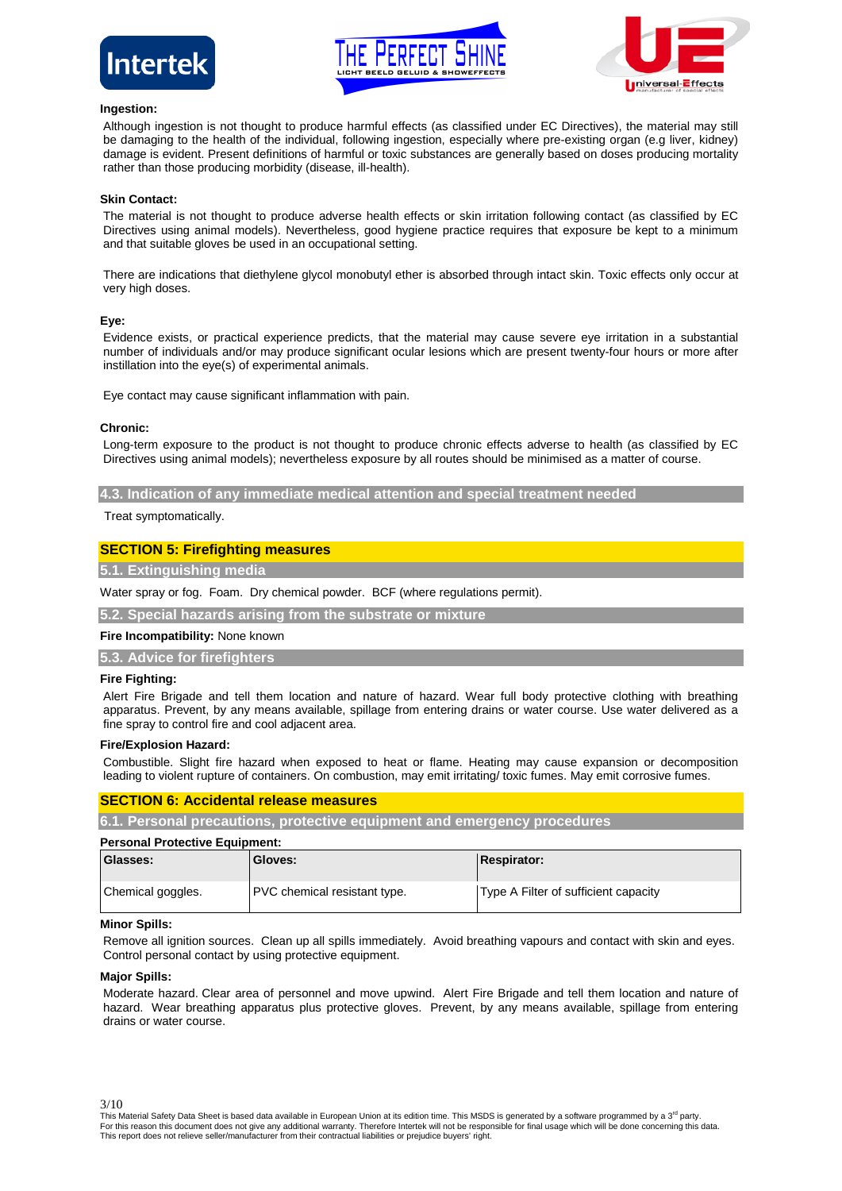**Ingestion:**

Although ingestion is not thought to produce harmful effects (as classified under EC Directives), the material may still be damaging to the health of the individual, following ingestion, especially where pre-existing organ (e.g liver, kidney) damage is evident. Present definitions of harmful or toxic substances are generally based on doses producing mortality rather than those producing morbidity (disease, ill-health).

**Skin Contact:**

The material is not thought to produce adverse health effects or skin irritation following contact (as classified by EC Directives using animal models). Nevertheless, good hygiene practice requires that exposure be kept to a minimum and that suitable gloves be used in an occupational setting.

There are indications that diethylene glycol monobutyl ether is absorbed through intact skin. Toxic effects only occur at very high doses.

**Eye:**

Evidence exists, or practical experience predicts, that the material may cause severe eye irritation in a substantial number of individuals and/or may produce significant ocular lesions which are present twenty-four hours or more after instillation into the eye(s) of experimental animals.

Eye contact may cause significant inflammation with pain.

**Chronic:**

Long-term exposure to the product is not thought to produce chronic effects adverse to health (as classified by EC Directives using animal models); nevertheless exposure by all routes should be minimised as a matter of course.

### 4.3. Indication of any immediate medical attention and special treatment needed

Treat symptomatically.

## SECTION 5: Firefighting measures

### 5.1. Extinguishing media

Water spray or fog. Foam. Dry chemical powder. BCF (where regulations permit).

### 5.2. Special hazards arising from the substrate or mixture

**Fire Incompatibility:** None known

### 5.3. Advice for firefighters

**Fire Fighting:**

Alert Fire Brigade and tell them location and nature of hazard. Wear full body protective clothing with breathing apparatus. Prevent, by any means available, spillage from entering drains or water course. Use water delivered as a fine spray to control fire and cool adjacent area.

**Fire/Explosion Hazard:**

Combustible. Slight fire hazard when exposed to heat or flame. Heating may cause expansion or decomposition leading to violent rupture of containers. On combustion, may emit irritating/ toxic fumes. May emit corrosive fumes.

## SECTION 6: Accidental release measures

### 6.1. Personal precautions, protective equipment and emergency procedures

**Personal Protective Equipment:**

| Glasses: | Gloves: | Respirator: |
|---|---|---|
| Chemical goggles. | PVC chemical resistant type. | Type A Filter of sufficient capacity |

**Minor Spills:**

Remove all ignition sources. Clean up all spills immediately. Avoid breathing vapours and contact with skin and eyes. Control personal contact by using protective equipment.

**Major Spills:**

Moderate hazard. Clear area of personnel and move upwind. Alert Fire Brigade and tell them location and nature of hazard. Wear breathing apparatus plus protective gloves. Prevent, by any means available, spillage from entering drains or water course.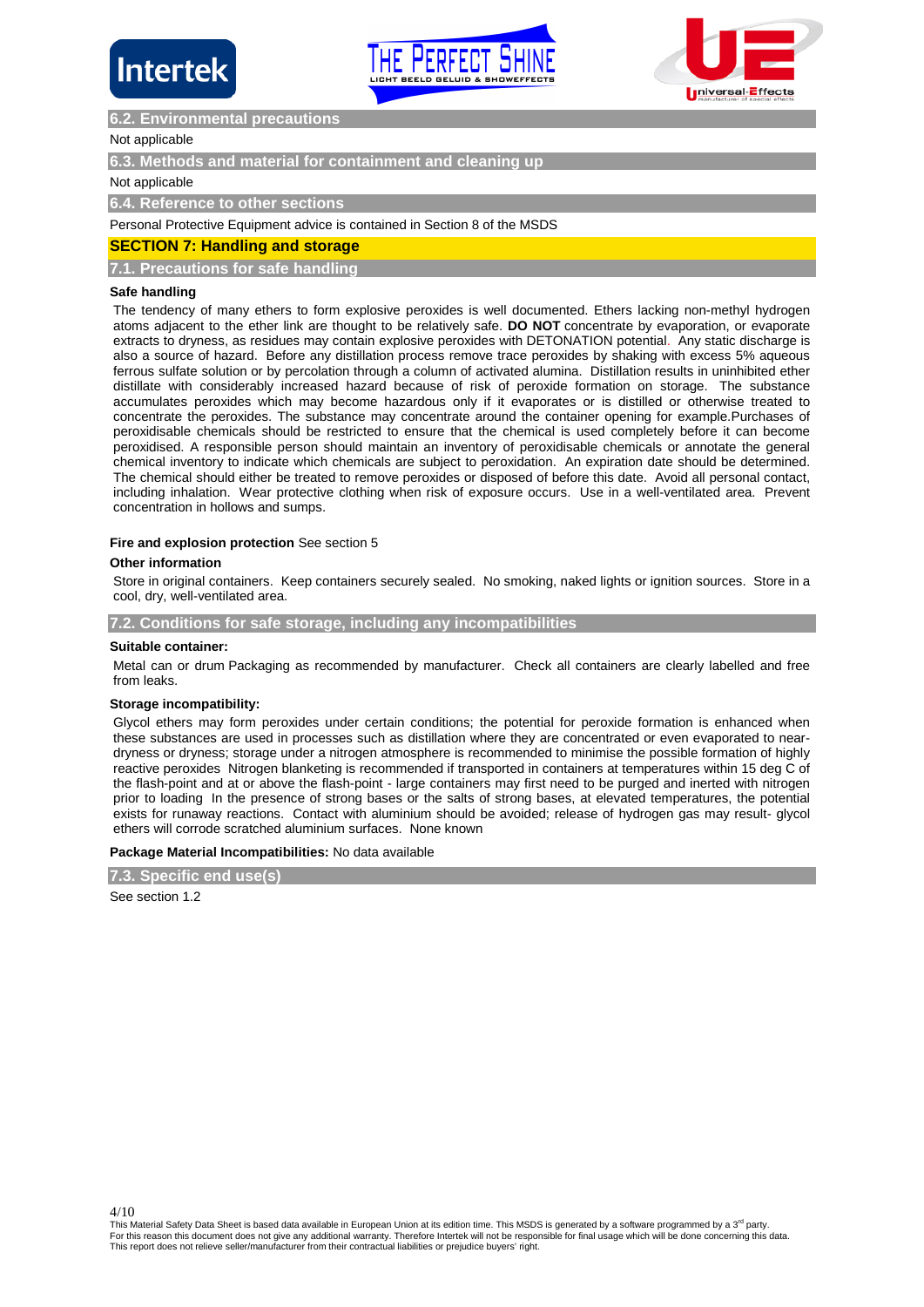### 6.2. Environmental precautions

Not applicable

### 6.3. Methods and material for containment and cleaning up

Not applicable

### 6.4. Reference to other sections

Personal Protective Equipment advice is contained in Section 8 of the MSDS

## SECTION 7: Handling and storage

### 7.1. Precautions for safe handling

**Safe handling**

The tendency of many ethers to form explosive peroxides is well documented. Ethers lacking non-methyl hydrogen atoms adjacent to the ether link are thought to be relatively safe. **DO NOT** concentrate by evaporation, or evaporate extracts to dryness, as residues may contain explosive peroxides with DETONATION potential. Any static discharge is also a source of hazard. Before any distillation process remove trace peroxides by shaking with excess 5% aqueous ferrous sulfate solution or by percolation through a column of activated alumina. Distillation results in uninhibited ether distillate with considerably increased hazard because of risk of peroxide formation on storage. The substance accumulates peroxides which may become hazardous only if it evaporates or is distilled or otherwise treated to concentrate the peroxides. The substance may concentrate around the container opening for example.Purchases of peroxidisable chemicals should be restricted to ensure that the chemical is used completely before it can become peroxidised. A responsible person should maintain an inventory of peroxidisable chemicals or annotate the general chemical inventory to indicate which chemicals are subject to peroxidation. An expiration date should be determined. The chemical should either be treated to remove peroxides or disposed of before this date. Avoid all personal contact, including inhalation. Wear protective clothing when risk of exposure occurs. Use in a well-ventilated area. Prevent concentration in hollows and sumps.

**Fire and explosion protection** See section 5

**Other information**

Store in original containers. Keep containers securely sealed. No smoking, naked lights or ignition sources. Store in a cool, dry, well-ventilated area.

### 7.2. Conditions for safe storage, including any incompatibilities

**Suitable container:**

Metal can or drum Packaging as recommended by manufacturer. Check all containers are clearly labelled and free from leaks.

**Storage incompatibility:**

Glycol ethers may form peroxides under certain conditions; the potential for peroxide formation is enhanced when these substances are used in processes such as distillation where they are concentrated or even evaporated to near-dryness or dryness; storage under a nitrogen atmosphere is recommended to minimise the possible formation of highly reactive peroxides Nitrogen blanketing is recommended if transported in containers at temperatures within 15 deg C of the flash-point and at or above the flash-point - large containers may first need to be purged and inerted with nitrogen prior to loading In the presence of strong bases or the salts of strong bases, at elevated temperatures, the potential exists for runaway reactions. Contact with aluminium should be avoided; release of hydrogen gas may result- glycol ethers will corrode scratched aluminium surfaces. None known

**Package Material Incompatibilities:** No data available

### 7.3. Specific end use(s)

See section 1.2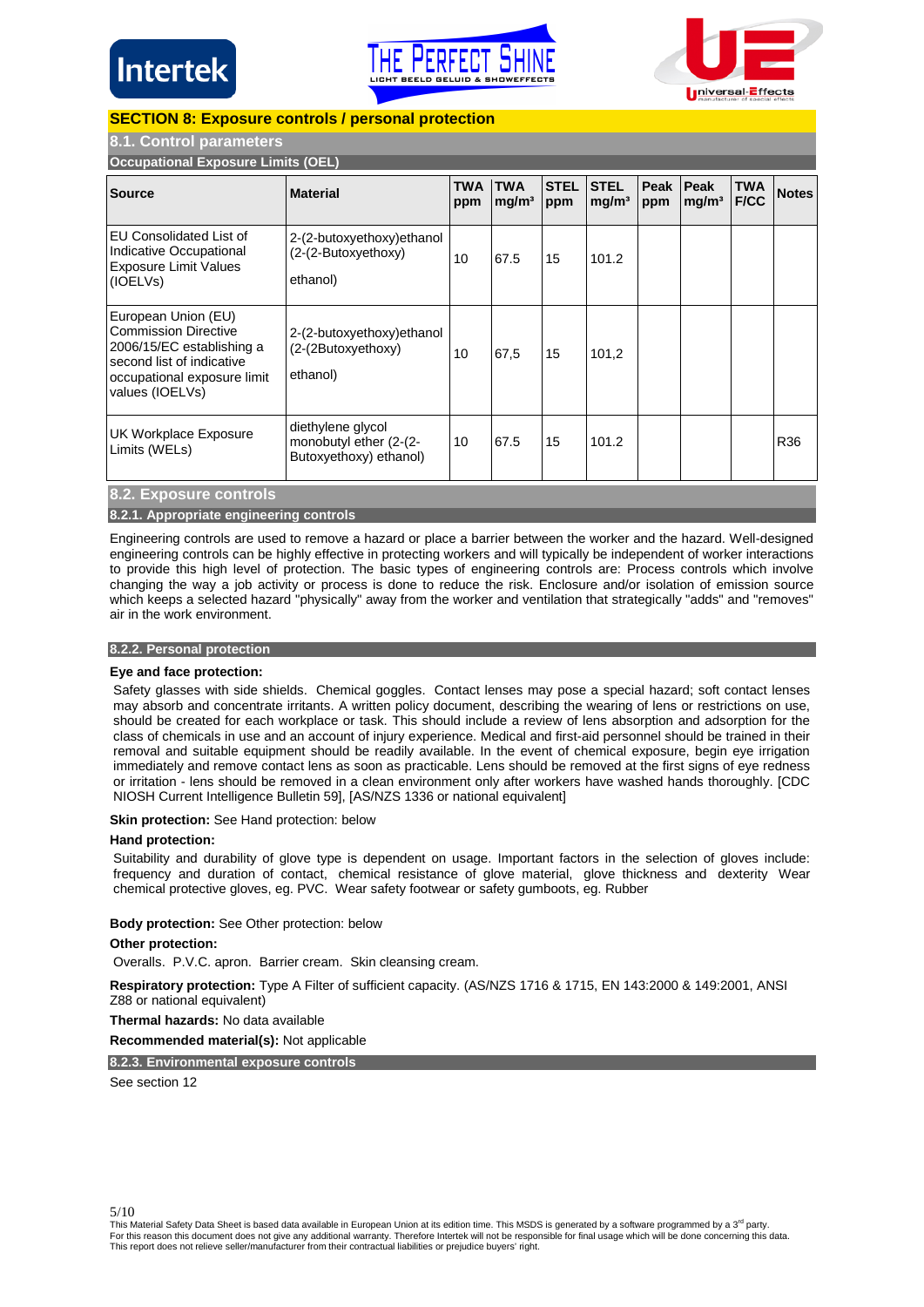## SECTION 8: Exposure controls / personal protection

### 8.1. Control parameters

**Occupational Exposure Limits (OEL)**

| Source | Material | TWA ppm | TWA mg/m³ | STEL ppm | STEL mg/m³ | Peak ppm | Peak mg/m³ | TWA F/CC | Notes |
|---|---|---|---|---|---|---|---|---|---|
| EU Consolidated List of Indicative Occupational Exposure Limit Values (IOELVs) | 2-(2-butoxyethoxy)ethanol (2-(2-Butoxyethoxy) ethanol) | 10 | 67.5 | 15 | 101.2 | | | | |
| European Union (EU) Commission Directive 2006/15/EC establishing a second list of indicative occupational exposure limit values (IOELVs) | 2-(2-butoxyethoxy)ethanol (2-(2Butoxyethoxy) ethanol) | 10 | 67,5 | 15 | 101,2 | | | | |
| UK Workplace Exposure Limits (WELs) | diethylene glycol monobutyl ether (2-(2-Butoxyethoxy) ethanol) | 10 | 67.5 | 15 | 101.2 | | | | R36 |

### 8.2. Exposure controls

#### 8.2.1. Appropriate engineering controls

Engineering controls are used to remove a hazard or place a barrier between the worker and the hazard. Well-designed engineering controls can be highly effective in protecting workers and will typically be independent of worker interactions to provide this high level of protection. The basic types of engineering controls are: Process controls which involve changing the way a job activity or process is done to reduce the risk. Enclosure and/or isolation of emission source which keeps a selected hazard "physically" away from the worker and ventilation that strategically "adds" and "removes" air in the work environment.

#### 8.2.2. Personal protection

**Eye and face protection:**

Safety glasses with side shields. Chemical goggles. Contact lenses may pose a special hazard; soft contact lenses may absorb and concentrate irritants. A written policy document, describing the wearing of lens or restrictions on use, should be created for each workplace or task. This should include a review of lens absorption and adsorption for the class of chemicals in use and an account of injury experience. Medical and first-aid personnel should be trained in their removal and suitable equipment should be readily available. In the event of chemical exposure, begin eye irrigation immediately and remove contact lens as soon as practicable. Lens should be removed at the first signs of eye redness or irritation - lens should be removed in a clean environment only after workers have washed hands thoroughly. [CDC NIOSH Current Intelligence Bulletin 59], [AS/NZS 1336 or national equivalent]

**Skin protection:** See Hand protection: below

**Hand protection:**

Suitability and durability of glove type is dependent on usage. Important factors in the selection of gloves include: frequency and duration of contact, chemical resistance of glove material, glove thickness and dexterity Wear chemical protective gloves, eg. PVC. Wear safety footwear or safety gumboots, eg. Rubber

**Body protection:** See Other protection: below

**Other protection:**

Overalls. P.V.C. apron. Barrier cream. Skin cleansing cream.

**Respiratory protection:** Type A Filter of sufficient capacity. (AS/NZS 1716 & 1715, EN 143:2000 & 149:2001, ANSI Z88 or national equivalent)

**Thermal hazards:** No data available

**Recommended material(s):** Not applicable

#### 8.2.3. Environmental exposure controls

See section 12

This Material Safety Data Sheet is based data available in European Union at its edition time. This MSDS is generated by a software programmed by a 3rd party. For this reason this document does not give any additional warranty. Therefore Intertek will not be responsible for final usage which will be done concerning this data. This report does not relieve seller/manufacturer from their contractual liabilities or prejudice buyers' right.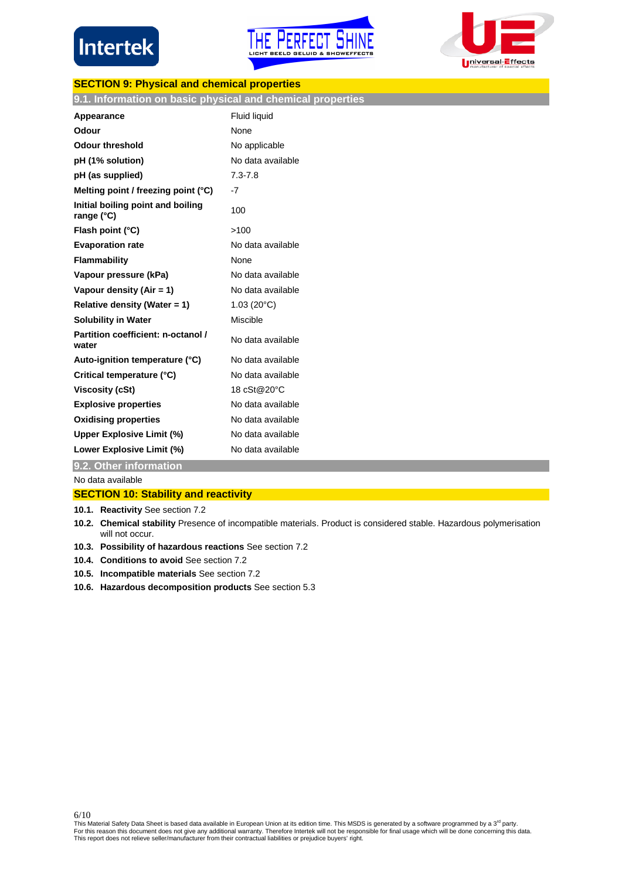## SECTION 9: Physical and chemical properties

### 9.1. Information on basic physical and chemical properties

| | |
|---|---|
| **Appearance** | Fluid liquid |
| **Odour** | None |
| **Odour threshold** | No applicable |
| **pH (1% solution)** | No data available |
| **pH (as supplied)** | 7.3-7.8 |
| **Melting point / freezing point (°C)** | -7 |
| **Initial boiling point and boiling range (°C)** | 100 |
| **Flash point (°C)** | >100 |
| **Evaporation rate** | No data available |
| **Flammability** | None |
| **Vapour pressure (kPa)** | No data available |
| **Vapour density (Air = 1)** | No data available |
| **Relative density (Water = 1)** | 1.03 (20°C) |
| **Solubility in Water** | Miscible |
| **Partition coefficient: n-octanol / water** | No data available |
| **Auto-ignition temperature (°C)** | No data available |
| **Critical temperature (°C)** | No data available |
| **Viscosity (cSt)** | 18 cSt@20°C |
| **Explosive properties** | No data available |
| **Oxidising properties** | No data available |
| **Upper Explosive Limit (%)** | No data available |
| **Lower Explosive Limit (%)** | No data available |

### 9.2. Other information

No data available

## SECTION 10: Stability and reactivity

**10.1. Reactivity** See section 7.2

**10.2. Chemical stability** Presence of incompatible materials. Product is considered stable. Hazardous polymerisation will not occur.

**10.3. Possibility of hazardous reactions** See section 7.2

**10.4. Conditions to avoid** See section 7.2

**10.5. Incompatible materials** See section 7.2

**10.6. Hazardous decomposition products** See section 5.3

This Material Safety Data Sheet is based data available in European Union at its edition time. This MSDS is generated by a software programmed by a 3rd party. For this reason this document does not give any additional warranty. Therefore Intertek will not be responsible for final usage which will be done concerning this data. This report does not relieve seller/manufacturer from their contractual liabilities or prejudice buyers' right.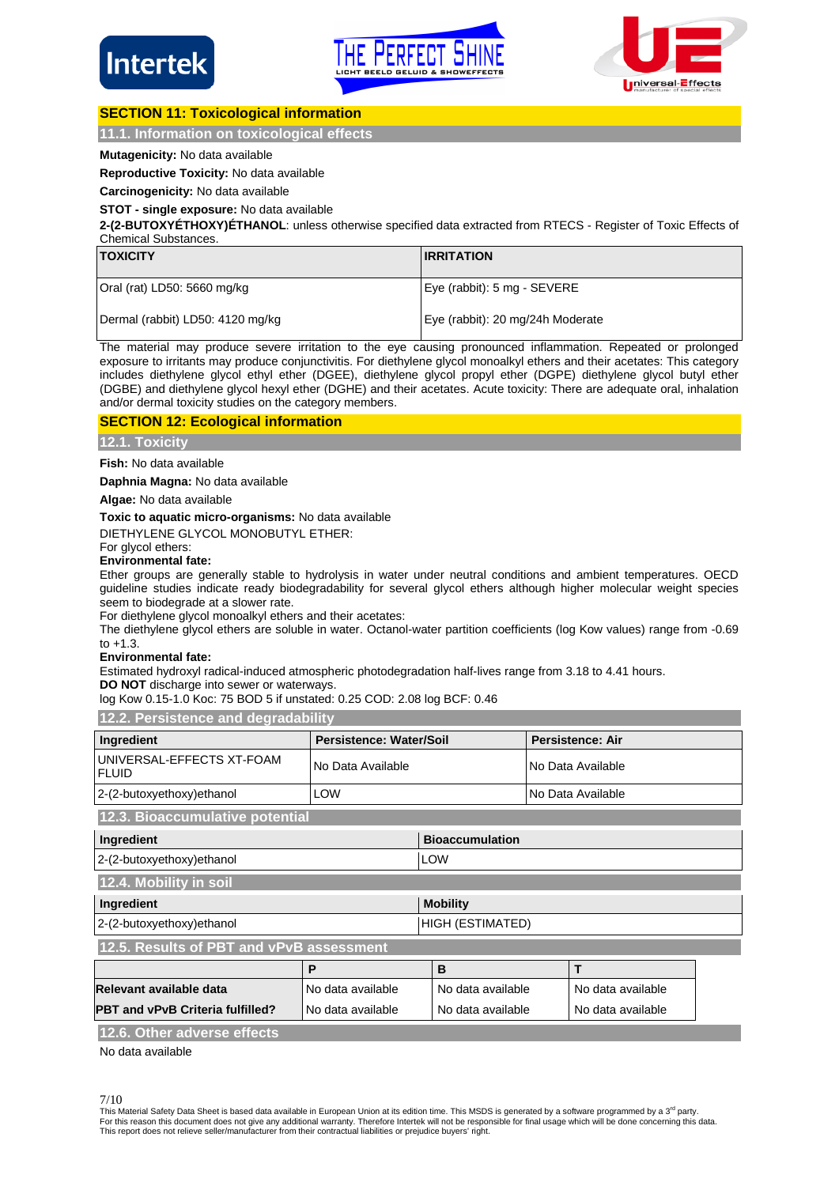## SECTION 11: Toxicological information

### 11.1. Information on toxicological effects

**Mutagenicity:** No data available

**Reproductive Toxicity:** No data available

**Carcinogenicity:** No data available

**STOT - single exposure:** No data available

**2-(2-BUTOXYÉTHOXY)ÉTHANOL**: unless otherwise specified data extracted from RTECS - Register of Toxic Effects of Chemical Substances.

| TOXICITY | IRRITATION |
|---|---|
| Oral (rat) LD50: 5660 mg/kg | Eye (rabbit): 5 mg - SEVERE |
| Dermal (rabbit) LD50: 4120 mg/kg | Eye (rabbit): 20 mg/24h Moderate |

The material may produce severe irritation to the eye causing pronounced inflammation. Repeated or prolonged exposure to irritants may produce conjunctivitis. For diethylene glycol monoalkyl ethers and their acetates: This category includes diethylene glycol ethyl ether (DGEE), diethylene glycol propyl ether (DGPE) diethylene glycol butyl ether (DGBE) and diethylene glycol hexyl ether (DGHE) and their acetates. Acute toxicity: There are adequate oral, inhalation and/or dermal toxicity studies on the category members.

## SECTION 12: Ecological information

### 12.1. Toxicity

**Fish:** No data available

**Daphnia Magna:** No data available

**Algae:** No data available

**Toxic to aquatic micro-organisms:** No data available

DIETHYLENE GLYCOL MONOBUTYL ETHER:
For glycol ethers:
**Environmental fate:**
Ether groups are generally stable to hydrolysis in water under neutral conditions and ambient temperatures. OECD guideline studies indicate ready biodegradability for several glycol ethers although higher molecular weight species seem to biodegrade at a slower rate.
For diethylene glycol monoalkyl ethers and their acetates:
The diethylene glycol ethers are soluble in water. Octanol-water partition coefficients (log Kow values) range from -0.69 to +1.3.
**Environmental fate:**
Estimated hydroxyl radical-induced atmospheric photodegradation half-lives range from 3.18 to 4.41 hours.
**DO NOT** discharge into sewer or waterways.
log Kow 0.15-1.0 Koc: 75 BOD 5 if unstated: 0.25 COD: 2.08 log BCF: 0.46

### 12.2. Persistence and degradability

| Ingredient | Persistence: Water/Soil | Persistence: Air |
|---|---|---|
| UNIVERSAL-EFFECTS XT-FOAM FLUID | No Data Available | No Data Available |
| 2-(2-butoxyethoxy)ethanol | LOW | No Data Available |

### 12.3. Bioaccumulative potential

| Ingredient | Bioaccumulation |
|---|---|
| 2-(2-butoxyethoxy)ethanol | LOW |

### 12.4. Mobility in soil

| Ingredient | Mobility |
|---|---|
| 2-(2-butoxyethoxy)ethanol | HIGH (ESTIMATED) |

### 12.5. Results of PBT and vPvB assessment

| | P | B | T |
|---|---|---|---|
| **Relevant available data** | No data available | No data available | No data available |
| **PBT and vPvB Criteria fulfilled?** | No data available | No data available | No data available |

### 12.6. Other adverse effects

No data available

This Material Safety Data Sheet is based data available in European Union at its edition time. This MSDS is generated by a software programmed by a 3rd party.
For this reason this document does not give any additional warranty. Therefore Intertek will not be responsible for final usage which will be done concerning this data.
This report does not relieve seller/manufacturer from their contractual liabilities or prejudice buyers' right.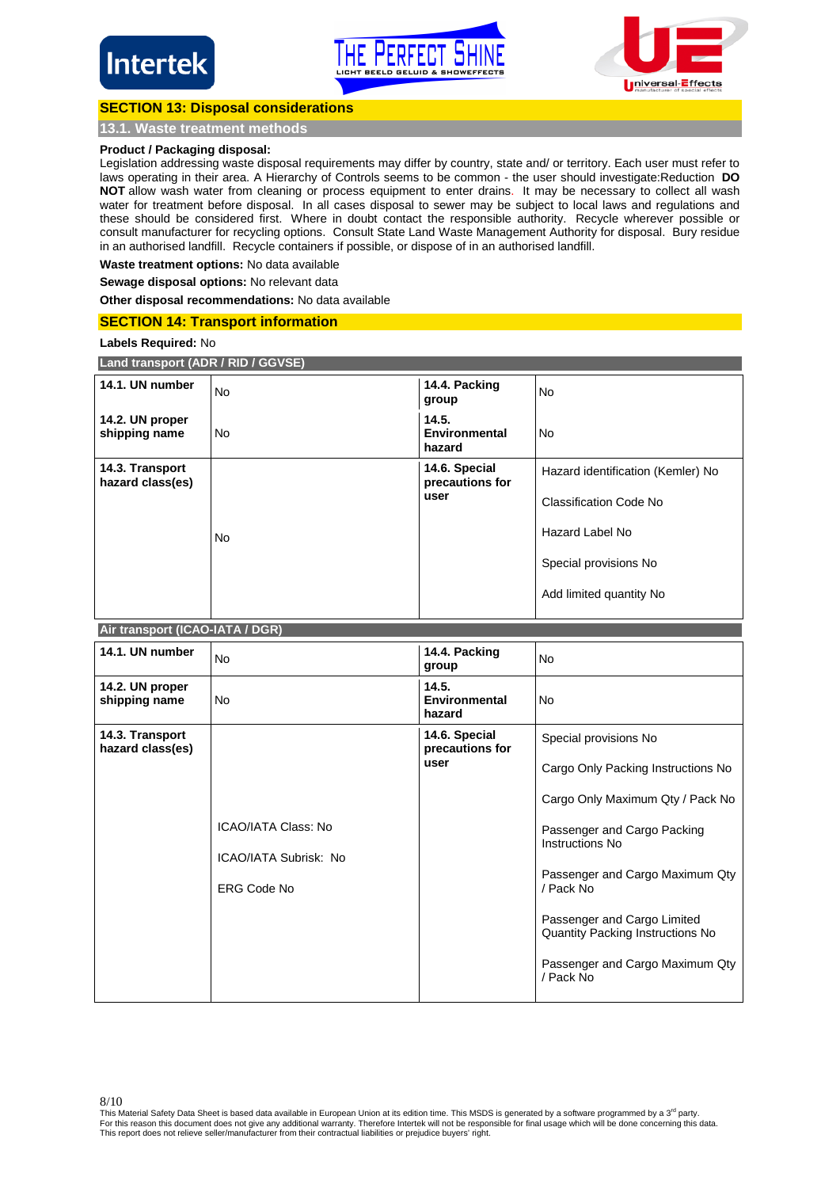## SECTION 13: Disposal considerations

### 13.1. Waste treatment methods

**Product / Packaging disposal:**
Legislation addressing waste disposal requirements may differ by country, state and/ or territory. Each user must refer to laws operating in their area. A Hierarchy of Controls seems to be common - the user should investigate:Reduction **DO NOT** allow wash water from cleaning or process equipment to enter drains. It may be necessary to collect all wash water for treatment before disposal. In all cases disposal to sewer may be subject to local laws and regulations and these should be considered first. Where in doubt contact the responsible authority. Recycle wherever possible or consult manufacturer for recycling options. Consult State Land Waste Management Authority for disposal. Bury residue in an authorised landfill. Recycle containers if possible, or dispose of in an authorised landfill.

**Waste treatment options:** No data available

**Sewage disposal options:** No relevant data

**Other disposal recommendations:** No data available

## SECTION 14: Transport information

**Labels Required:** No

### Land transport (ADR / RID / GGVSE)

| | | | |
|---|---|---|---|
| **14.1. UN number** | No | **14.4. Packing group** | No |
| **14.2. UN proper shipping name** | No | **14.5. Environmental hazard** | No |
| **14.3. Transport hazard class(es)** | No | **14.6. Special precautions for user** | Hazard identification (Kemler) No<br>Classification Code No<br>Hazard Label No<br>Special provisions No<br>Add limited quantity No |

### Air transport (ICAO-IATA / DGR)

| | | | |
|---|---|---|---|
| **14.1. UN number** | No | **14.4. Packing group** | No |
| **14.2. UN proper shipping name** | No | **14.5. Environmental hazard** | No |
| **14.3. Transport hazard class(es)** | ICAO/IATA Class: No<br>ICAO/IATA Subrisk: No<br>ERG Code No | **14.6. Special precautions for user** | Special provisions No<br>Cargo Only Packing Instructions No<br>Cargo Only Maximum Qty / Pack No<br>Passenger and Cargo Packing Instructions No<br>Passenger and Cargo Maximum Qty / Pack No<br>Passenger and Cargo Limited Quantity Packing Instructions No<br>Passenger and Cargo Maximum Qty / Pack No |

This Material Safety Data Sheet is based data available in European Union at its edition time. This MSDS is generated by a software programmed by a 3rd party.
For this reason this document does not give any additional warranty. Therefore Intertek will not be responsible for final usage which will be done concerning this data.
This report does not relieve seller/manufacturer from their contractual liabilities or prejudice buyers' right.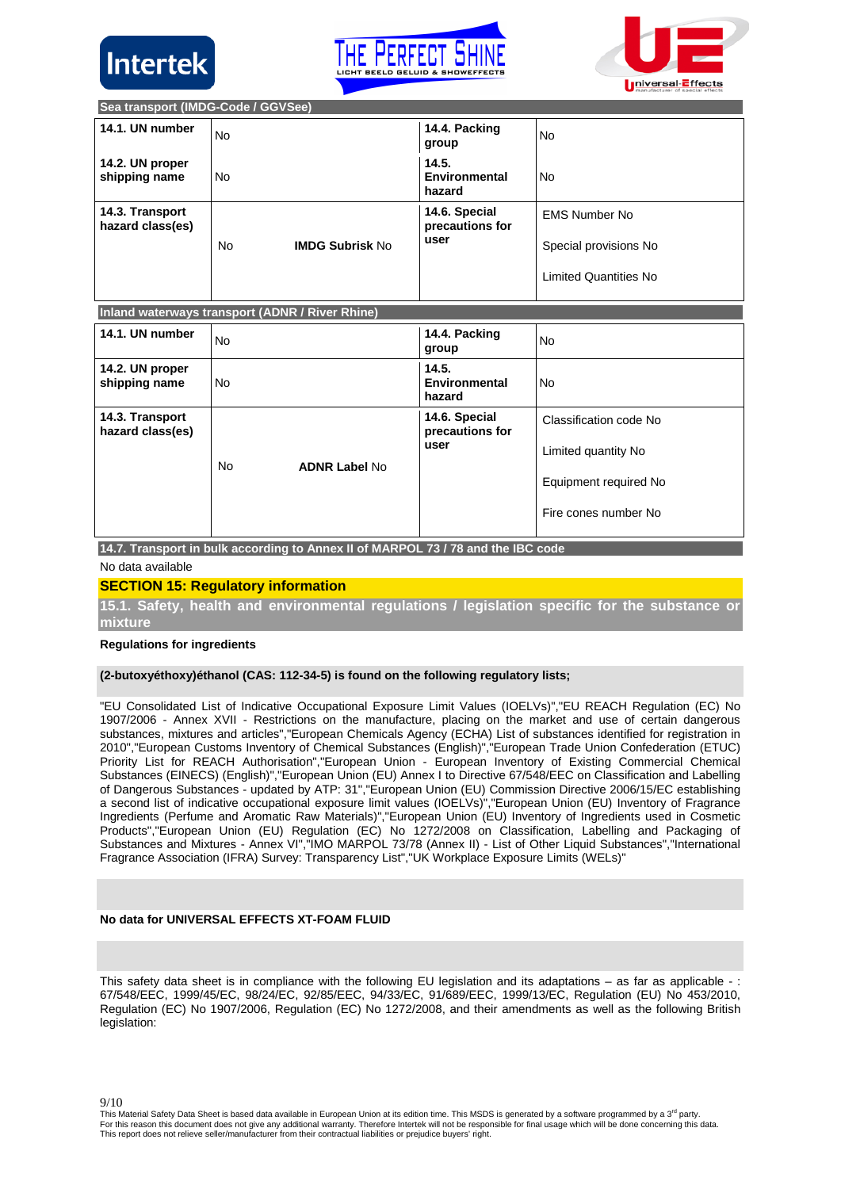### Sea transport (IMDG-Code / GGVSee)

| | | | |
|---|---|---|---|
| **14.1. UN number** | No | **14.4. Packing group** | No |
| **14.2. UN proper shipping name** | No | **14.5. Environmental hazard** | No |
| **14.3. Transport hazard class(es)** | No **IMDG Subrisk** No | **14.6. Special precautions for user** | EMS Number No<br>Special provisions No<br>Limited Quantities No |

### Inland waterways transport (ADNR / River Rhine)

| | | | |
|---|---|---|---|
| **14.1. UN number** | No | **14.4. Packing group** | No |
| **14.2. UN proper shipping name** | No | **14.5. Environmental hazard** | No |
| **14.3. Transport hazard class(es)** | No **ADNR Label** No | **14.6. Special precautions for user** | Classification code No<br>Limited quantity No<br>Equipment required No<br>Fire cones number No |

### 14.7. Transport in bulk according to Annex II of MARPOL 73 / 78 and the IBC code

No data available

## SECTION 15: Regulatory information

### 15.1. Safety, health and environmental regulations / legislation specific for the substance or mixture

**Regulations for ingredients**

**(2-butoxyéthoxy)éthanol (CAS: 112-34-5) is found on the following regulatory lists;**

"EU Consolidated List of Indicative Occupational Exposure Limit Values (IOELVs)","EU REACH Regulation (EC) No 1907/2006 - Annex XVII - Restrictions on the manufacture, placing on the market and use of certain dangerous substances, mixtures and articles","European Chemicals Agency (ECHA) List of substances identified for registration in 2010","European Customs Inventory of Chemical Substances (English)","European Trade Union Confederation (ETUC) Priority List for REACH Authorisation","European Union - European Inventory of Existing Commercial Chemical Substances (EINECS) (English)","European Union (EU) Annex I to Directive 67/548/EEC on Classification and Labelling of Dangerous Substances - updated by ATP: 31","European Union (EU) Commission Directive 2006/15/EC establishing a second list of indicative occupational exposure limit values (IOELVs)","European Union (EU) Inventory of Fragrance Ingredients (Perfume and Aromatic Raw Materials)","European Union (EU) Inventory of Ingredients used in Cosmetic Products","European Union (EU) Regulation (EC) No 1272/2008 on Classification, Labelling and Packaging of Substances and Mixtures - Annex VI","IMO MARPOL 73/78 (Annex II) - List of Other Liquid Substances","International Fragrance Association (IFRA) Survey: Transparency List","UK Workplace Exposure Limits (WELs)"

**No data for UNIVERSAL EFFECTS XT-FOAM FLUID**

This safety data sheet is in compliance with the following EU legislation and its adaptations – as far as applicable - : 67/548/EEC, 1999/45/EC, 98/24/EC, 92/85/EEC, 94/33/EC, 91/689/EEC, 1999/13/EC, Regulation (EU) No 453/2010, Regulation (EC) No 1907/2006, Regulation (EC) No 1272/2008, and their amendments as well as the following British legislation: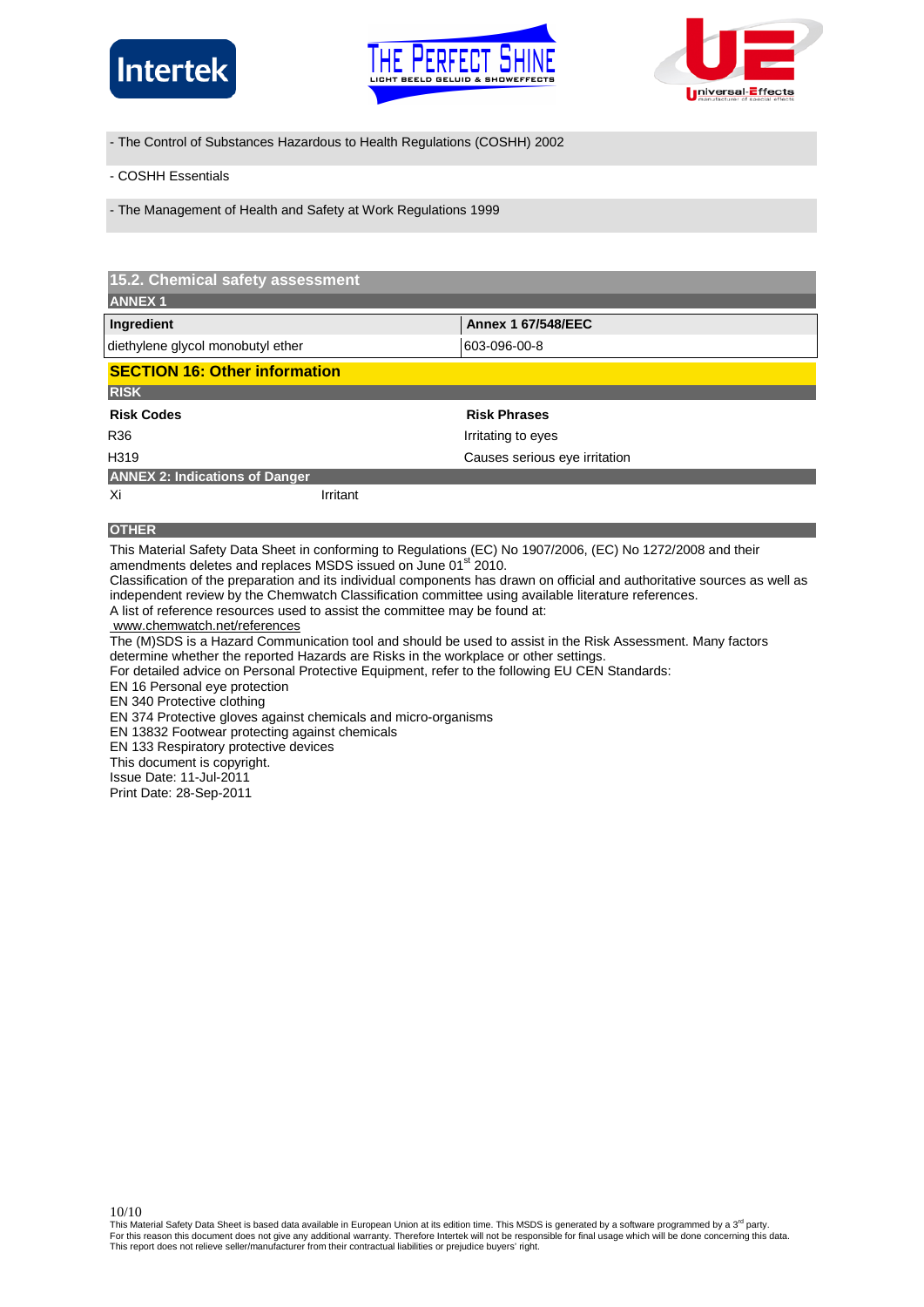- The Control of Substances Hazardous to Health Regulations (COSHH) 2002

- COSHH Essentials

- The Management of Health and Safety at Work Regulations 1999

## 15.2. Chemical safety assessment

**ANNEX 1**

| Ingredient | Annex 1 67/548/EEC |
| --- | --- |
| diethylene glycol monobutyl ether | 603-096-00-8 |

## SECTION 16: Other information

**RISK**

| Risk Codes | Risk Phrases |
| --- | --- |
| R36 | Irritating to eyes |
| H319 | Causes serious eye irritation |

**ANNEX 2: Indications of Danger**

| | |
| --- | --- |
| Xi | Irritant |

**OTHER**

This Material Safety Data Sheet in conforming to Regulations (EC) No 1907/2006, (EC) No 1272/2008 and their amendments deletes and replaces MSDS issued on June 01st 2010.
Classification of the preparation and its individual components has drawn on official and authoritative sources as well as independent review by the Chemwatch Classification committee using available literature references.
A list of reference resources used to assist the committee may be found at:
www.chemwatch.net/references
The (M)SDS is a Hazard Communication tool and should be used to assist in the Risk Assessment. Many factors determine whether the reported Hazards are Risks in the workplace or other settings.
For detailed advice on Personal Protective Equipment, refer to the following EU CEN Standards:
EN 16 Personal eye protection
EN 340 Protective clothing
EN 374 Protective gloves against chemicals and micro-organisms
EN 13832 Footwear protecting against chemicals
EN 133 Respiratory protective devices
This document is copyright.
Issue Date: 11-Jul-2011
Print Date: 28-Sep-2011